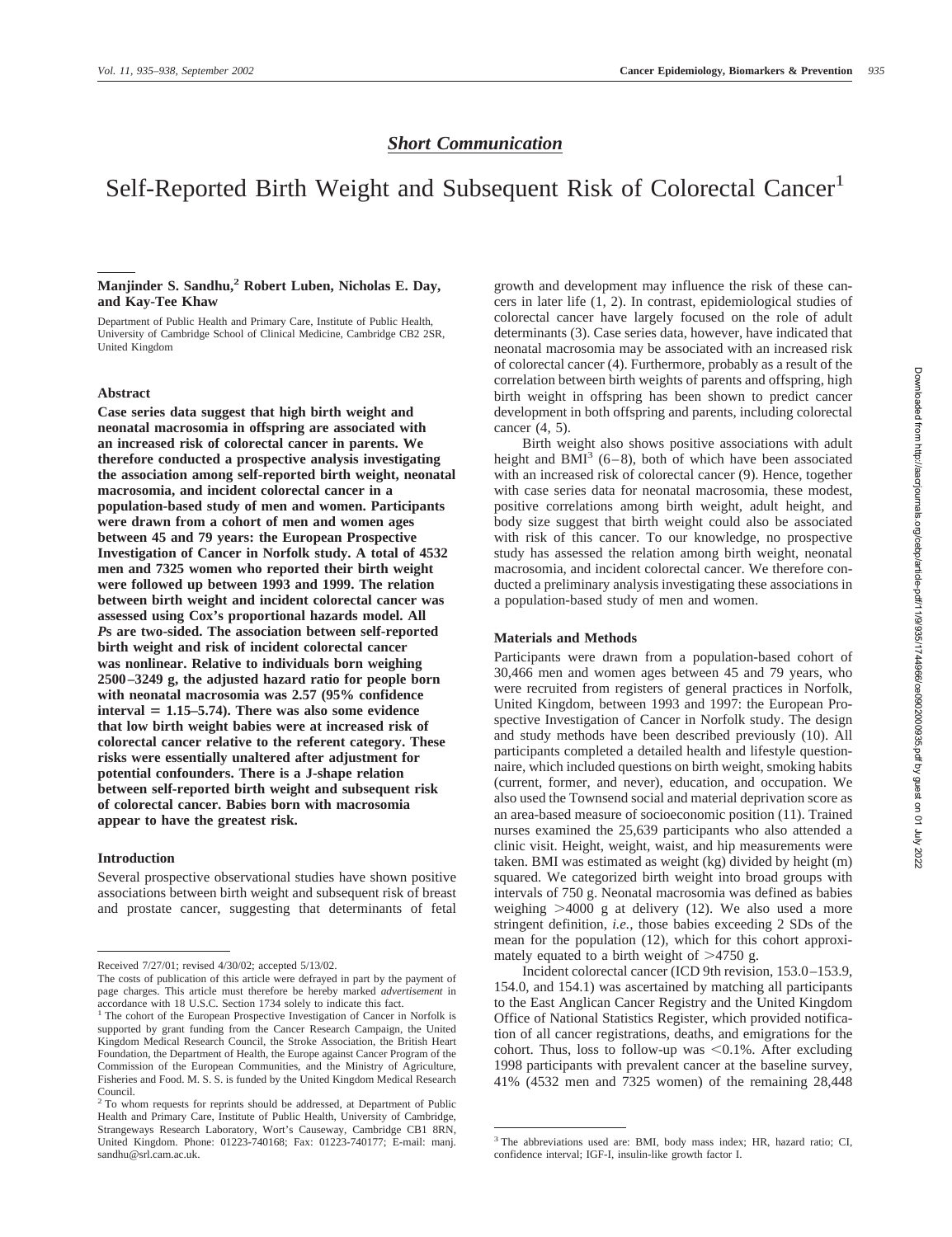*Short Communication*

# Self-Reported Birth Weight and Subsequent Risk of Colorectal Cancer[1]

**Manjinder S. Sandhu,[2] Robert Luben, Nicholas E. Day, and Kay-Tee Khaw**

Department of Public Health and Primary Care, Institute of Public Health, University of Cambridge School of Clinical Medicine, Cambridge CB2 2SR, United Kingdom

## Abstract

**Case series data suggest that high birth weight and neonatal macrosomia in offspring are associated with an increased risk of colorectal cancer in parents. We therefore conducted a prospective analysis investigating the association among self-reported birth weight, neonatal macrosomia, and incident colorectal cancer in a population-based study of men and women. Participants were drawn from a cohort of men and women ages between 45 and 79 years: the European Prospective Investigation of Cancer in Norfolk study. A total of 4532 men and 7325 women who reported their birth weight were followed up between 1993 and 1999. The relation between birth weight and incident colorectal cancer was assessed using Cox's proportional hazards model. All *P*s are two-sided. The association between self-reported birth weight and risk of incident colorectal cancer was nonlinear. Relative to individuals born weighing 2500–3249 g, the adjusted hazard ratio for people born with neonatal macrosomia was 2.57 (95% confidence interval = 1.15–5.74). There was also some evidence that low birth weight babies were at increased risk of colorectal cancer relative to the referent category. These risks were essentially unaltered after adjustment for potential confounders. There is a J-shape relation between self-reported birth weight and subsequent risk of colorectal cancer. Babies born with macrosomia appear to have the greatest risk.**

## Introduction

Several prospective observational studies have shown positive associations between birth weight and subsequent risk of breast and prostate cancer, suggesting that determinants of fetal growth and development may influence the risk of these cancers in later life (1, 2). In contrast, epidemiological studies of colorectal cancer have largely focused on the role of adult determinants (3). Case series data, however, have indicated that neonatal macrosomia may be associated with an increased risk of colorectal cancer (4). Furthermore, probably as a result of the correlation between birth weights of parents and offspring, high birth weight in offspring has been shown to predict cancer development in both offspring and parents, including colorectal cancer (4, 5).

Birth weight also shows positive associations with adult height and BMI[3] (6–8), both of which have been associated with an increased risk of colorectal cancer (9). Hence, together with case series data for neonatal macrosomia, these modest, positive correlations among birth weight, adult height, and body size suggest that birth weight could also be associated with risk of this cancer. To our knowledge, no prospective study has assessed the relation among birth weight, neonatal macrosomia, and incident colorectal cancer. We therefore conducted a preliminary analysis investigating these associations in a population-based study of men and women.

## Materials and Methods

Participants were drawn from a population-based cohort of 30,466 men and women ages between 45 and 79 years, who were recruited from registers of general practices in Norfolk, United Kingdom, between 1993 and 1997: the European Prospective Investigation of Cancer in Norfolk study. The design and study methods have been described previously (10). All participants completed a detailed health and lifestyle questionnaire, which included questions on birth weight, smoking habits (current, former, and never), education, and occupation. We also used the Townsend social and material deprivation score as an area-based measure of socioeconomic position (11). Trained nurses examined the 25,639 participants who also attended a clinic visit. Height, weight, waist, and hip measurements were taken. BMI was estimated as weight (kg) divided by height (m) squared. We categorized birth weight into broad groups with intervals of 750 g. Neonatal macrosomia was defined as babies weighing >4000 g at delivery (12). We also used a more stringent definition, *i.e.,* those babies exceeding 2 SDs of the mean for the population (12), which for this cohort approximately equated to a birth weight of >4750 g.

Incident colorectal cancer (ICD 9th revision, 153.0–153.9, 154.0, and 154.1) was ascertained by matching all participants to the East Anglican Cancer Registry and the United Kingdom Office of National Statistics Register, which provided notification of all cancer registrations, deaths, and emigrations for the cohort. Thus, loss to follow-up was <0.1%. After excluding 1998 participants with prevalent cancer at the baseline survey, 41% (4532 men and 7325 women) of the remaining 28,448

---

Received 7/27/01; revised 4/30/02; accepted 5/13/02.

The costs of publication of this article were defrayed in part by the payment of page charges. This article must therefore be hereby marked *advertisement* in accordance with 18 U.S.C. Section 1734 solely to indicate this fact.

[1] The cohort of the European Prospective Investigation of Cancer in Norfolk is supported by grant funding from the Cancer Research Campaign, the United Kingdom Medical Research Council, the Stroke Association, the British Heart Foundation, the Department of Health, the Europe against Cancer Program of the Commission of the European Communities, and the Ministry of Agriculture, Fisheries and Food. M. S. S. is funded by the United Kingdom Medical Research Council.

[2] To whom requests for reprints should be addressed, at Department of Public Health and Primary Care, Institute of Public Health, University of Cambridge, Strangeways Research Laboratory, Wort's Causeway, Cambridge CB1 8RN, United Kingdom. Phone: 01223-740168; Fax: 01223-740177; E-mail: manj.sandhu@srl.cam.ac.uk.

[3] The abbreviations used are: BMI, body mass index; HR, hazard ratio; CI, confidence interval; IGF-I, insulin-like growth factor I.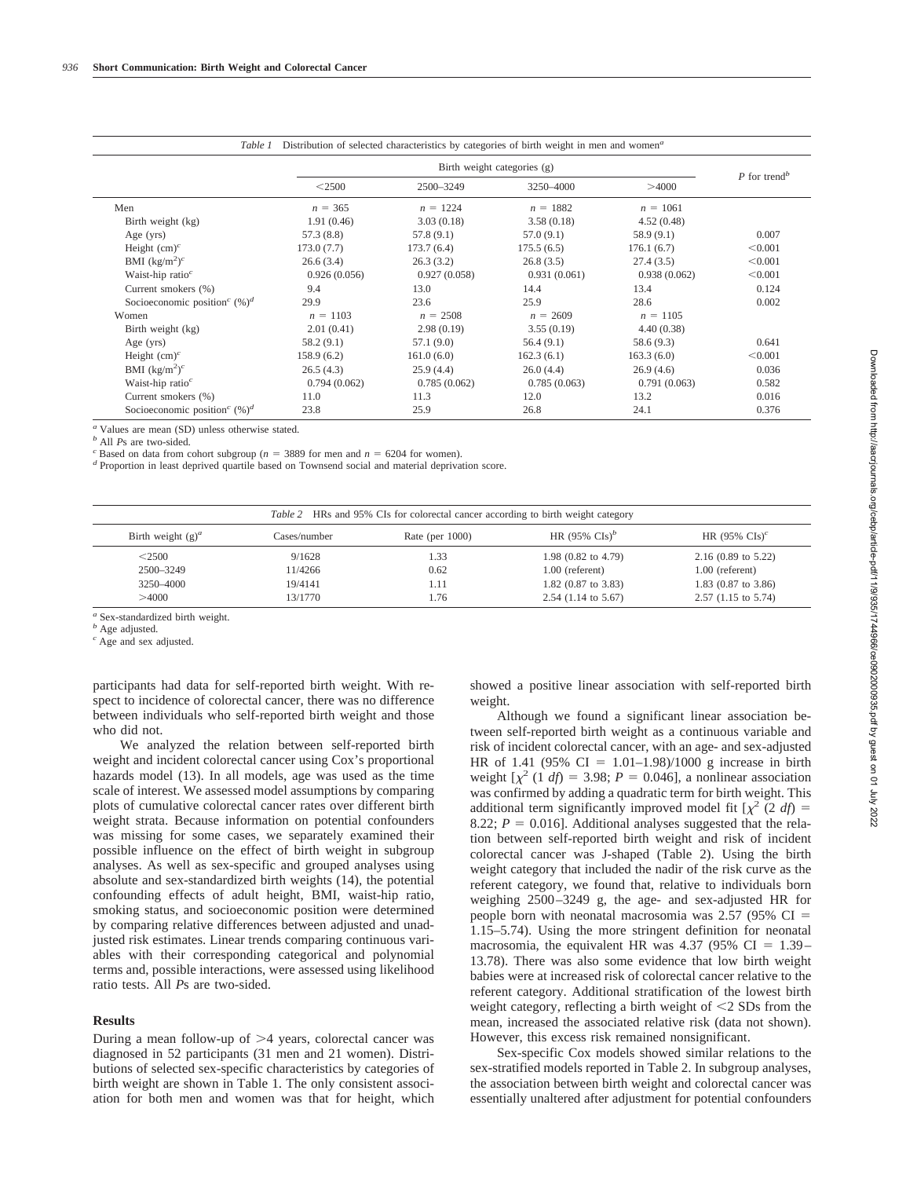*Table 1* Distribution of selected characteristics by categories of birth weight in men and women[a]

| | Birth weight categories (g) | | | | $P$ for trend[b] |
|---|---|---|---|---|---|
| | <2500 | 2500–3249 | 3250–4000 | >4000 | |
| Men | $n = 365$ | $n = 1224$ | $n = 1882$ | $n = 1061$ | |
| Birth weight (kg) | 1.91 (0.46) | 3.03 (0.18) | 3.58 (0.18) | 4.52 (0.48) | |
| Age (yrs) | 57.3 (8.8) | 57.8 (9.1) | 57.0 (9.1) | 58.9 (9.1) | 0.007 |
| Height (cm)[c] | 173.0 (7.7) | 173.7 (6.4) | 175.5 (6.5) | 176.1 (6.7) | <0.001 |
| BMI (kg/m$^2$)[c] | 26.6 (3.4) | 26.3 (3.2) | 26.8 (3.5) | 27.4 (3.5) | <0.001 |
| Waist-hip ratio[c] | 0.926 (0.056) | 0.927 (0.058) | 0.931 (0.061) | 0.938 (0.062) | <0.001 |
| Current smokers (%) | 9.4 | 13.0 | 14.4 | 13.4 | 0.124 |
| Socioeconomic position[c] (%)[d] | 29.9 | 23.6 | 25.9 | 28.6 | 0.002 |
| Women | $n = 1103$ | $n = 2508$ | $n = 2609$ | $n = 1105$ | |
| Birth weight (kg) | 2.01 (0.41) | 2.98 (0.19) | 3.55 (0.19) | 4.40 (0.38) | |
| Age (yrs) | 58.2 (9.1) | 57.1 (9.0) | 56.4 (9.1) | 58.6 (9.3) | 0.641 |
| Height (cm)[c] | 158.9 (6.2) | 161.0 (6.0) | 162.3 (6.1) | 163.3 (6.0) | <0.001 |
| BMI (kg/m$^2$)[c] | 26.5 (4.3) | 25.9 (4.4) | 26.0 (4.4) | 26.9 (4.6) | 0.036 |
| Waist-hip ratio[c] | 0.794 (0.062) | 0.785 (0.062) | 0.785 (0.063) | 0.791 (0.063) | 0.582 |
| Current smokers (%) | 11.0 | 11.3 | 12.0 | 13.2 | 0.016 |
| Socioeconomic position[c] (%)[d] | 23.8 | 25.9 | 26.8 | 24.1 | 0.376 |

[a] Values are mean (SD) unless otherwise stated.
[b] All $P$s are two-sided.
[c] Based on data from cohort subgroup ($n = 3889$ for men and $n = 6204$ for women).
[d] Proportion in least deprived quartile based on Townsend social and material deprivation score.

*Table 2* HRs and 95% CIs for colorectal cancer according to birth weight category

| Birth weight (g)[a] | Cases/number | Rate (per 1000) | HR (95% CIs)[b] | HR (95% CIs)[c] |
|---|---|---|---|---|
| <2500 | 9/1628 | 1.33 | 1.98 (0.82 to 4.79) | 2.16 (0.89 to 5.22) |
| 2500–3249 | 11/4266 | 0.62 | 1.00 (referent) | 1.00 (referent) |
| 3250–4000 | 19/4141 | 1.11 | 1.82 (0.87 to 3.83) | 1.83 (0.87 to 3.86) |
| >4000 | 13/1770 | 1.76 | 2.54 (1.14 to 5.67) | 2.57 (1.15 to 5.74) |

[a] Sex-standardized birth weight.
[b] Age adjusted.
[c] Age and sex adjusted.

participants had data for self-reported birth weight. With respect to incidence of colorectal cancer, there was no difference between individuals who self-reported birth weight and those who did not.

We analyzed the relation between self-reported birth weight and incident colorectal cancer using Cox's proportional hazards model (13). In all models, age was used as the time scale of interest. We assessed model assumptions by comparing plots of cumulative colorectal cancer rates over different birth weight strata. Because information on potential confounders was missing for some cases, we separately examined their possible influence on the effect of birth weight in subgroup analyses. As well as sex-specific and grouped analyses using absolute and sex-standardized birth weights (14), the potential confounding effects of adult height, BMI, waist-hip ratio, smoking status, and socioeconomic position were determined by comparing relative differences between adjusted and unadjusted risk estimates. Linear trends comparing continuous variables with their corresponding categorical and polynomial terms and, possible interactions, were assessed using likelihood ratio tests. All $P$s are two-sided.

## Results

During a mean follow-up of >4 years, colorectal cancer was diagnosed in 52 participants (31 men and 21 women). Distributions of selected sex-specific characteristics by categories of birth weight are shown in Table 1. The only consistent association for both men and women was that for height, which showed a positive linear association with self-reported birth weight.

Although we found a significant linear association between self-reported birth weight as a continuous variable and risk of incident colorectal cancer, with an age- and sex-adjusted HR of 1.41 (95% CI = 1.01–1.98)/1000 g increase in birth weight [$\chi^2$ (1 $df$) = 3.98; $P = 0.046$], a nonlinear association was confirmed by adding a quadratic term for birth weight. This additional term significantly improved model fit [$\chi^2$ (2 $df$) = 8.22; $P = 0.016$]. Additional analyses suggested that the relation between self-reported birth weight and risk of incident colorectal cancer was J-shaped (Table 2). Using the birth weight category that included the nadir of the risk curve as the referent category, we found that, relative to individuals born weighing 2500–3249 g, the age- and sex-adjusted HR for people born with neonatal macrosomia was 2.57 (95% CI = 1.15–5.74). Using the more stringent definition for neonatal macrosomia, the equivalent HR was 4.37 (95% CI = 1.39–13.78). There was also some evidence that low birth weight babies were at increased risk of colorectal cancer relative to the referent category. Additional stratification of the lowest birth weight category, reflecting a birth weight of <2 SDs from the mean, increased the associated relative risk (data not shown). However, this excess risk remained nonsignificant.

Sex-specific Cox models showed similar relations to the sex-stratified models reported in Table 2. In subgroup analyses, the association between birth weight and colorectal cancer was essentially unaltered after adjustment for potential confounders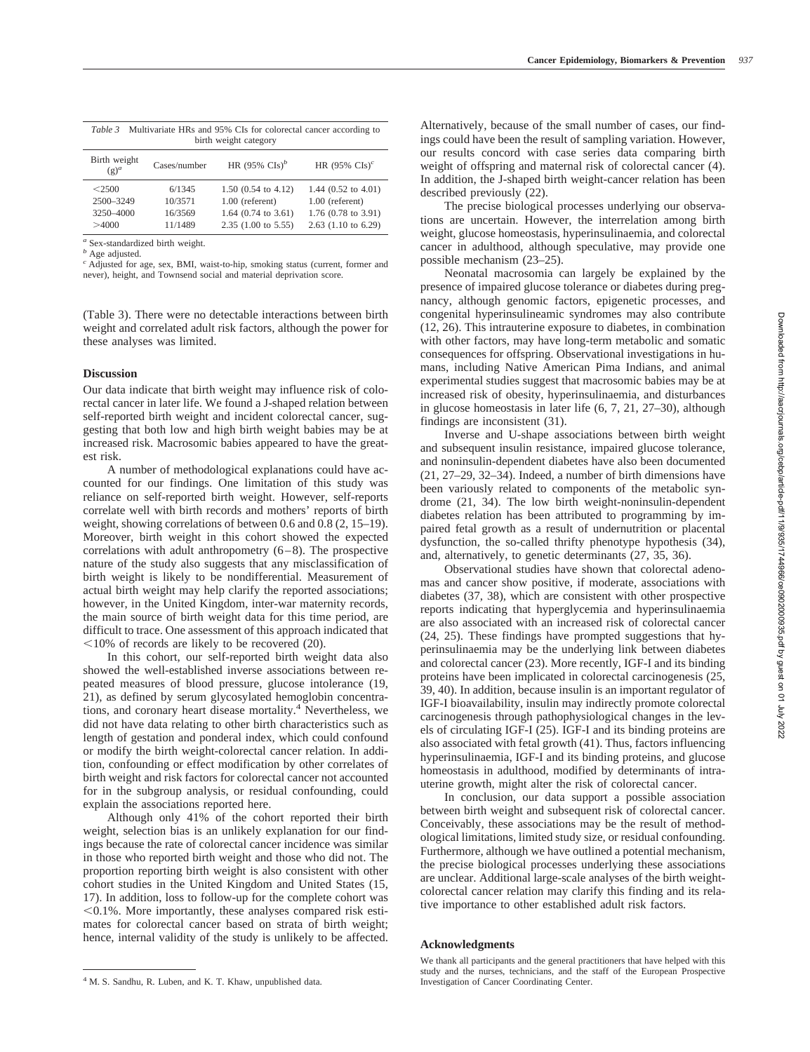*Table 3* Multivariate HRs and 95% CIs for colorectal cancer according to birth weight category

| Birth weight (g)[a] | Cases/number | HR (95% CIs)[b] | HR (95% CIs)[c] |
|---|---|---|---|
| <2500 | 6/1345 | 1.50 (0.54 to 4.12) | 1.44 (0.52 to 4.01) |
| 2500–3249 | 10/3571 | 1.00 (referent) | 1.00 (referent) |
| 3250–4000 | 16/3569 | 1.64 (0.74 to 3.61) | 1.76 (0.78 to 3.91) |
| >4000 | 11/1489 | 2.35 (1.00 to 5.55) | 2.63 (1.10 to 6.29) |

[a] Sex-standardized birth weight.
[b] Age adjusted.
[c] Adjusted for age, sex, BMI, waist-to-hip, smoking status (current, former and never), height, and Townsend social and material deprivation score.

(Table 3). There were no detectable interactions between birth weight and correlated adult risk factors, although the power for these analyses was limited.

## Discussion

Our data indicate that birth weight may influence risk of colorectal cancer in later life. We found a J-shaped relation between self-reported birth weight and incident colorectal cancer, suggesting that both low and high birth weight babies may be at increased risk. Macrosomic babies appeared to have the greatest risk.

A number of methodological explanations could have accounted for our findings. One limitation of this study was reliance on self-reported birth weight. However, self-reports correlate well with birth records and mothers' reports of birth weight, showing correlations of between 0.6 and 0.8 (2, 15–19). Moreover, birth weight in this cohort showed the expected correlations with adult anthropometry (6–8). The prospective nature of the study also suggests that any misclassification of birth weight is likely to be nondifferential. Measurement of actual birth weight may help clarify the reported associations; however, in the United Kingdom, inter-war maternity records, the main source of birth weight data for this time period, are difficult to trace. One assessment of this approach indicated that <10% of records are likely to be recovered (20).

In this cohort, our self-reported birth weight data also showed the well-established inverse associations between repeated measures of blood pressure, glucose intolerance (19, 21), as defined by serum glycosylated hemoglobin concentrations, and coronary heart disease mortality.[4] Nevertheless, we did not have data relating to other birth characteristics such as length of gestation and ponderal index, which could confound or modify the birth weight-colorectal cancer relation. In addition, confounding or effect modification by other correlates of birth weight and risk factors for colorectal cancer not accounted for in the subgroup analysis, or residual confounding, could explain the associations reported here.

Although only 41% of the cohort reported their birth weight, selection bias is an unlikely explanation for our findings because the rate of colorectal cancer incidence was similar in those who reported birth weight and those who did not. The proportion reporting birth weight is also consistent with other cohort studies in the United Kingdom and United States (15, 17). In addition, loss to follow-up for the complete cohort was <0.1%. More importantly, these analyses compared risk estimates for colorectal cancer based on strata of birth weight; hence, internal validity of the study is unlikely to be affected. Alternatively, because of the small number of cases, our findings could have been the result of sampling variation. However, our results concord with case series data comparing birth weight of offspring and maternal risk of colorectal cancer (4). In addition, the J-shaped birth weight-cancer relation has been described previously (22).

The precise biological processes underlying our observations are uncertain. However, the interrelation among birth weight, glucose homeostasis, hyperinsulinaemia, and colorectal cancer in adulthood, although speculative, may provide one possible mechanism (23–25).

Neonatal macrosomia can largely be explained by the presence of impaired glucose tolerance or diabetes during pregnancy, although genomic factors, epigenetic processes, and congenital hyperinsulineamic syndromes may also contribute (12, 26). This intrauterine exposure to diabetes, in combination with other factors, may have long-term metabolic and somatic consequences for offspring. Observational investigations in humans, including Native American Pima Indians, and animal experimental studies suggest that macrosomic babies may be at increased risk of obesity, hyperinsulinaemia, and disturbances in glucose homeostasis in later life (6, 7, 21, 27–30), although findings are inconsistent (31).

Inverse and U-shape associations between birth weight and subsequent insulin resistance, impaired glucose tolerance, and noninsulin-dependent diabetes have also been documented (21, 27–29, 32–34). Indeed, a number of birth dimensions have been variously related to components of the metabolic syndrome (21, 34). The low birth weight-noninsulin-dependent diabetes relation has been attributed to programming by impaired fetal growth as a result of undernutrition or placental dysfunction, the so-called thrifty phenotype hypothesis (34), and, alternatively, to genetic determinants (27, 35, 36).

Observational studies have shown that colorectal adenomas and cancer show positive, if moderate, associations with diabetes (37, 38), which are consistent with other prospective reports indicating that hyperglycemia and hyperinsulinaemia are also associated with an increased risk of colorectal cancer (24, 25). These findings have prompted suggestions that hyperinsulinaemia may be the underlying link between diabetes and colorectal cancer (23). More recently, IGF-I and its binding proteins have been implicated in colorectal carcinogenesis (25, 39, 40). In addition, because insulin is an important regulator of IGF-I bioavailability, insulin may indirectly promote colorectal carcinogenesis through pathophysiological changes in the levels of circulating IGF-I (25). IGF-I and its binding proteins are also associated with fetal growth (41). Thus, factors influencing hyperinsulinaemia, IGF-I and its binding proteins, and glucose homeostasis in adulthood, modified by determinants of intrauterine growth, might alter the risk of colorectal cancer.

In conclusion, our data support a possible association between birth weight and subsequent risk of colorectal cancer. Conceivably, these associations may be the result of methodological limitations, limited study size, or residual confounding. Furthermore, although we have outlined a potential mechanism, the precise biological processes underlying these associations are unclear. Additional large-scale analyses of the birth weight-colorectal cancer relation may clarify this finding and its relative importance to other established adult risk factors.

## Acknowledgments

We thank all participants and the general practitioners that have helped with this study and the nurses, technicians, and the staff of the European Prospective Investigation of Cancer Coordinating Center.

[4] M. S. Sandhu, R. Luben, and K. T. Khaw, unpublished data.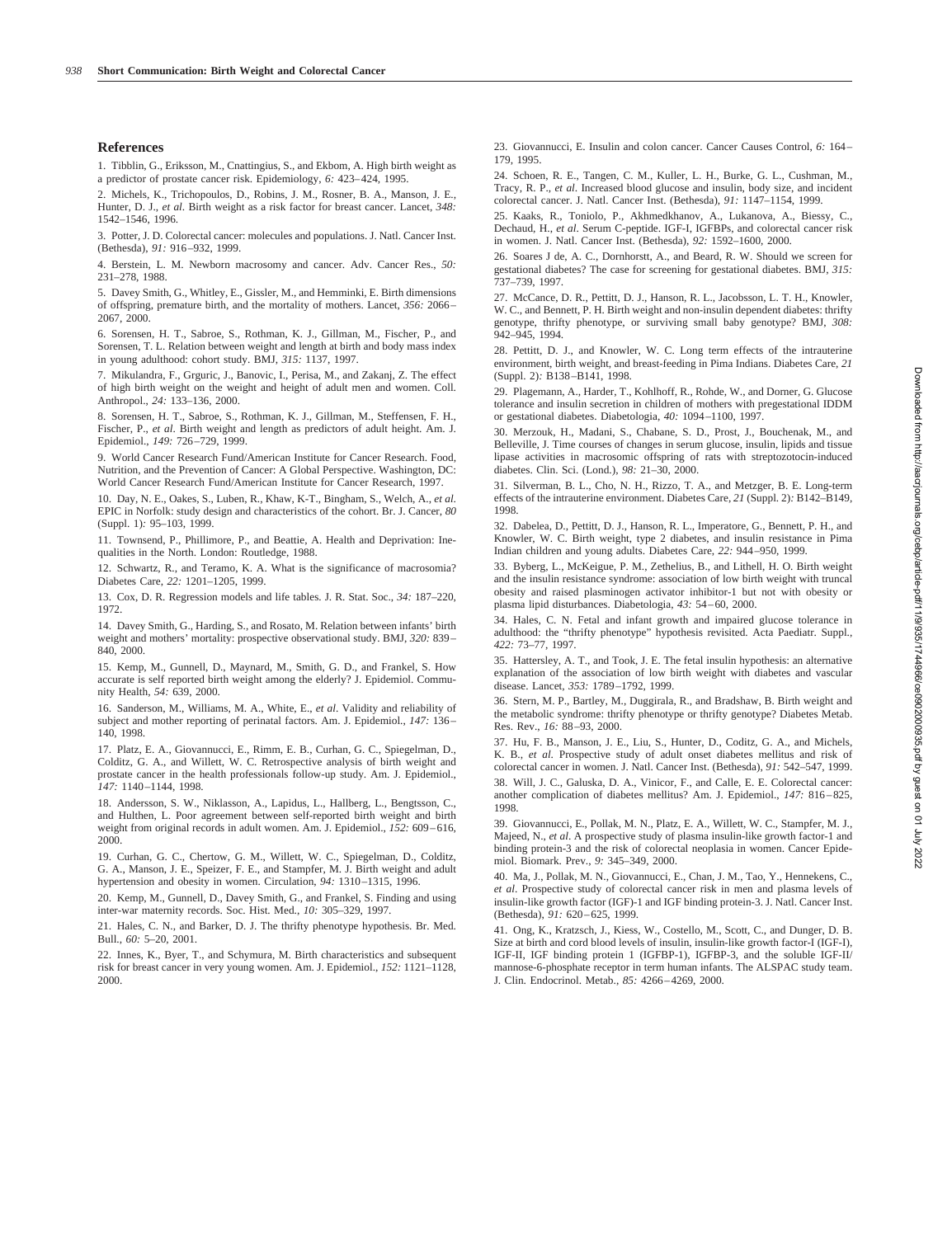## References

1. Tibblin, G., Eriksson, M., Cnattingius, S., and Ekbom, A. High birth weight as a predictor of prostate cancer risk. Epidemiology, *6:* 423–424, 1995.

2. Michels, K., Trichopoulos, D., Robins, J. M., Rosner, B. A., Manson, J. E., Hunter, D. J., *et al*. Birth weight as a risk factor for breast cancer. Lancet, *348:* 1542–1546, 1996.

3. Potter, J. D. Colorectal cancer: molecules and populations. J. Natl. Cancer Inst. (Bethesda), *91:* 916–932, 1999.

4. Berstein, L. M. Newborn macrosomy and cancer. Adv. Cancer Res., *50:* 231–278, 1988.

5. Davey Smith, G., Whitley, E., Gissler, M., and Hemminki, E. Birth dimensions of offspring, premature birth, and the mortality of mothers. Lancet, *356:* 2066–2067, 2000.

6. Sorensen, H. T., Sabroe, S., Rothman, K. J., Gillman, M., Fischer, P., and Sorensen, T. L. Relation between weight and length at birth and body mass index in young adulthood: cohort study. BMJ, *315:* 1137, 1997.

7. Mikulandra, F., Grguric, J., Banovic, I., Perisa, M., and Zakanj, Z. The effect of high birth weight on the weight and height of adult men and women. Coll. Anthropol., *24:* 133–136, 2000.

8. Sorensen, H. T., Sabroe, S., Rothman, K. J., Gillman, M., Steffensen, F. H., Fischer, P., *et al*. Birth weight and length as predictors of adult height. Am. J. Epidemiol., *149:* 726–729, 1999.

9. World Cancer Research Fund/American Institute for Cancer Research. Food, Nutrition, and the Prevention of Cancer: A Global Perspective. Washington, DC: World Cancer Research Fund/American Institute for Cancer Research, 1997.

10. Day, N. E., Oakes, S., Luben, R., Khaw, K-T., Bingham, S., Welch, A., *et al*. EPIC in Norfolk: study design and characteristics of the cohort. Br. J. Cancer, *80* (Suppl. 1)*:* 95–103, 1999.

11. Townsend, P., Phillimore, P., and Beattie, A. Health and Deprivation: Inequalities in the North. London: Routledge, 1988.

12. Schwartz, R., and Teramo, K. A. What is the significance of macrosomia? Diabetes Care, *22:* 1201–1205, 1999.

13. Cox, D. R. Regression models and life tables. J. R. Stat. Soc., *34:* 187–220, 1972.

14. Davey Smith, G., Harding, S., and Rosato, M. Relation between infants' birth weight and mothers' mortality: prospective observational study. BMJ, *320:* 839–840, 2000.

15. Kemp, M., Gunnell, D., Maynard, M., Smith, G. D., and Frankel, S. How accurate is self reported birth weight among the elderly? J. Epidemiol. Community Health, *54:* 639, 2000.

16. Sanderson, M., Williams, M. A., White, E., *et al*. Validity and reliability of subject and mother reporting of perinatal factors. Am. J. Epidemiol., *147:* 136–140, 1998.

17. Platz, E. A., Giovannucci, E., Rimm, E. B., Curhan, G. C., Spiegelman, D., Colditz, G. A., and Willett, W. C. Retrospective analysis of birth weight and prostate cancer in the health professionals follow-up study. Am. J. Epidemiol., *147:* 1140–1144, 1998.

18. Andersson, S. W., Niklasson, A., Lapidus, L., Hallberg, L., Bengtsson, C., and Hulthen, L. Poor agreement between self-reported birth weight and birth weight from original records in adult women. Am. J. Epidemiol., *152:* 609–616, 2000.

19. Curhan, G. C., Chertow, G. M., Willett, W. C., Spiegelman, D., Colditz, G. A., Manson, J. E., Speizer, F. E., and Stampfer, M. J. Birth weight and adult hypertension and obesity in women. Circulation, *94:* 1310–1315, 1996.

20. Kemp, M., Gunnell, D., Davey Smith, G., and Frankel, S. Finding and using inter-war maternity records. Soc. Hist. Med., *10:* 305–329, 1997.

21. Hales, C. N., and Barker, D. J. The thrifty phenotype hypothesis. Br. Med. Bull., *60:* 5–20, 2001.

22. Innes, K., Byer, T., and Schymura, M. Birth characteristics and subsequent risk for breast cancer in very young women. Am. J. Epidemiol., *152:* 1121–1128, 2000.

23. Giovannucci, E. Insulin and colon cancer. Cancer Causes Control, *6:* 164–179, 1995.

24. Schoen, R. E., Tangen, C. M., Kuller, L. H., Burke, G. L., Cushman, M., Tracy, R. P., *et al*. Increased blood glucose and insulin, body size, and incident colorectal cancer. J. Natl. Cancer Inst. (Bethesda), *91:* 1147–1154, 1999.

25. Kaaks, R., Toniolo, P., Akhmedkhanov, A., Lukanova, A., Biessy, C., Dechaud, H., *et al*. Serum C-peptide. IGF-I, IGFBPs, and colorectal cancer risk in women. J. Natl. Cancer Inst. (Bethesda), *92:* 1592–1600, 2000.

26. Soares J de, A. C., Dornhorstt, A., and Beard, R. W. Should we screen for gestational diabetes? The case for screening for gestational diabetes. BMJ, *315:* 737–739, 1997.

27. McCance, D. R., Pettitt, D. J., Hanson, R. L., Jacobsson, L. T. H., Knowler, W. C., and Bennett, P. H. Birth weight and non-insulin dependent diabetes: thrifty genotype, thrifty phenotype, or surviving small baby genotype? BMJ, *308:* 942–945, 1994.

28. Pettitt, D. J., and Knowler, W. C. Long term effects of the intrauterine environment, birth weight, and breast-feeding in Pima Indians. Diabetes Care, *21* (Suppl. 2)*:* B138–B141, 1998.

29. Plagemann, A., Harder, T., Kohlhoff, R., Rohde, W., and Dorner, G. Glucose tolerance and insulin secretion in children of mothers with pregestational IDDM or gestational diabetes. Diabetologia, *40:* 1094–1100, 1997.

30. Merzouk, H., Madani, S., Chabane, S. D., Prost, J., Bouchenak, M., and Belleville, J. Time courses of changes in serum glucose, insulin, lipids and tissue lipase activities in macrosomic offspring of rats with streptozotocin-induced diabetes. Clin. Sci. (Lond.), *98:* 21–30, 2000.

31. Silverman, B. L., Cho, N. H., Rizzo, T. A., and Metzger, B. E. Long-term effects of the intrauterine environment. Diabetes Care, *21* (Suppl. 2)*:* B142–B149, 1998.

32. Dabelea, D., Pettitt, D. J., Hanson, R. L., Imperatore, G., Bennett, P. H., and Knowler, W. C. Birth weight, type 2 diabetes, and insulin resistance in Pima Indian children and young adults. Diabetes Care, *22:* 944–950, 1999.

33. Byberg, L., McKeigue, P. M., Zethelius, B., and Lithell, H. O. Birth weight and the insulin resistance syndrome: association of low birth weight with truncal obesity and raised plasminogen activator inhibitor-1 but not with obesity or plasma lipid disturbances. Diabetologia, *43:* 54–60, 2000.

34. Hales, C. N. Fetal and infant growth and impaired glucose tolerance in adulthood: the "thrifty phenotype" hypothesis revisited. Acta Paediatr. Suppl., *422:* 73–77, 1997.

35. Hattersley, A. T., and Took, J. E. The fetal insulin hypothesis: an alternative explanation of the association of low birth weight with diabetes and vascular disease. Lancet, *353:* 1789–1792, 1999.

36. Stern, M. P., Bartley, M., Duggirala, R., and Bradshaw, B. Birth weight and the metabolic syndrome: thrifty phenotype or thrifty genotype? Diabetes Metab. Res. Rev., *16:* 88–93, 2000.

37. Hu, F. B., Manson, J. E., Liu, S., Hunter, D., Coditz, G. A., and Michels, K. B., *et al*. Prospective study of adult onset diabetes mellitus and risk of colorectal cancer in women. J. Natl. Cancer Inst. (Bethesda), *91:* 542–547, 1999.

38. Will, J. C., Galuska, D. A., Vinicor, F., and Calle, E. E. Colorectal cancer: another complication of diabetes mellitus? Am. J. Epidemiol., *147:* 816–825, 1998.

39. Giovannucci, E., Pollak, M. N., Platz, E. A., Willett, W. C., Stampfer, M. J., Majeed, N., *et al*. A prospective study of plasma insulin-like growth factor-1 and binding protein-3 and the risk of colorectal neoplasia in women. Cancer Epidemiol. Biomark. Prev., *9:* 345–349, 2000.

40. Ma, J., Pollak, M. N., Giovannucci, E., Chan, J. M., Tao, Y., Hennekens, C., *et al*. Prospective study of colorectal cancer risk in men and plasma levels of insulin-like growth factor (IGF)-1 and IGF binding protein-3. J. Natl. Cancer Inst. (Bethesda), *91:* 620–625, 1999.

41. Ong, K., Kratzsch, J., Kiess, W., Costello, M., Scott, C., and Dunger, D. B. Size at birth and cord blood levels of insulin, insulin-like growth factor-I (IGF-I), IGF-II, IGF binding protein 1 (IGFBP-1), IGFBP-3, and the soluble IGF-II/mannose-6-phosphate receptor in term human infants. The ALSPAC study team. J. Clin. Endocrinol. Metab., *85:* 4266–4269, 2000.